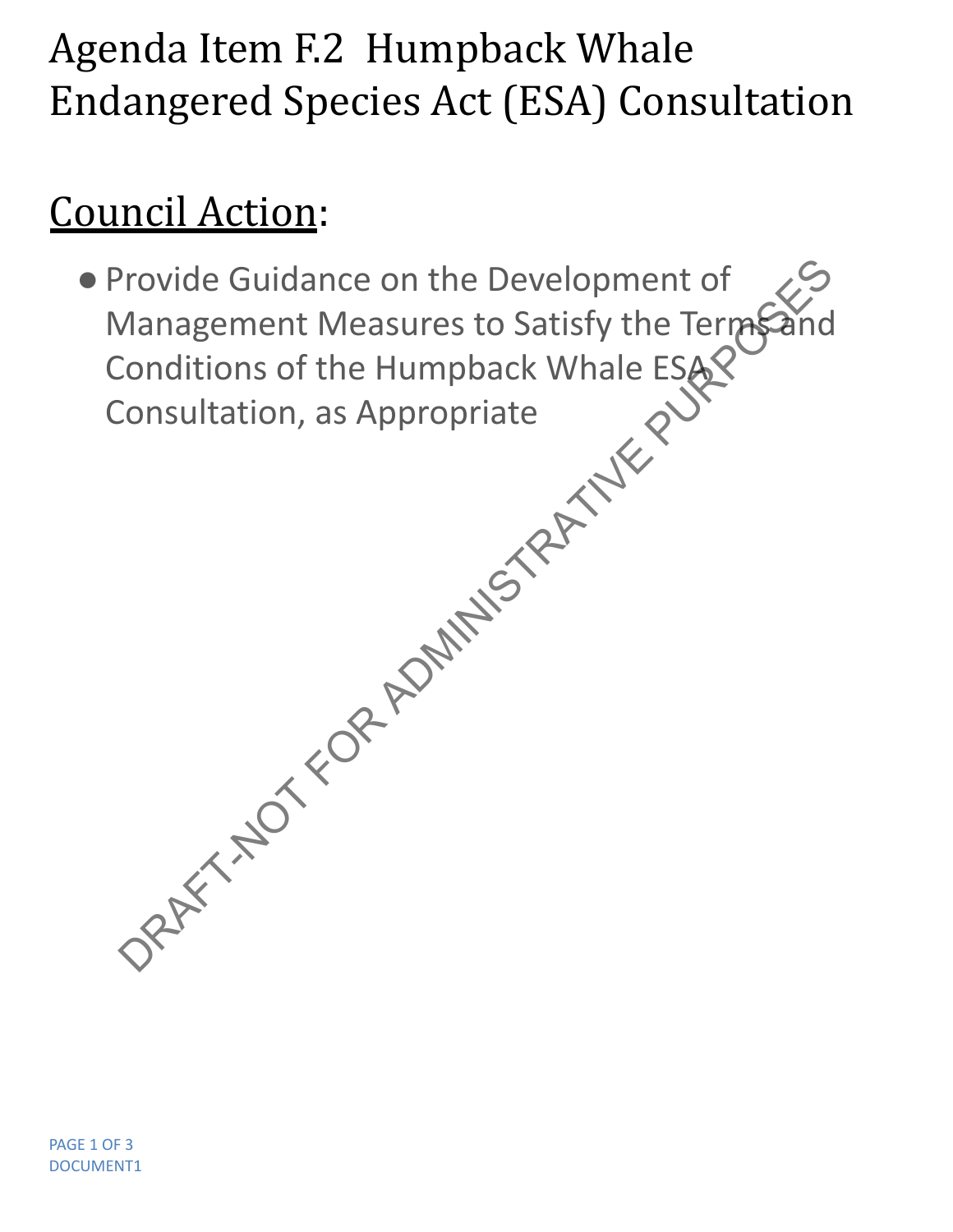# Agenda Item F.2 Humpback Whale Endangered Species Act (ESA) Consultation

## Council Action:

- Provide Guidance on the Development of Management Measures to Satisfy the Terms and Conditions of the Humpback Whale ESA Consultation, as Appropriate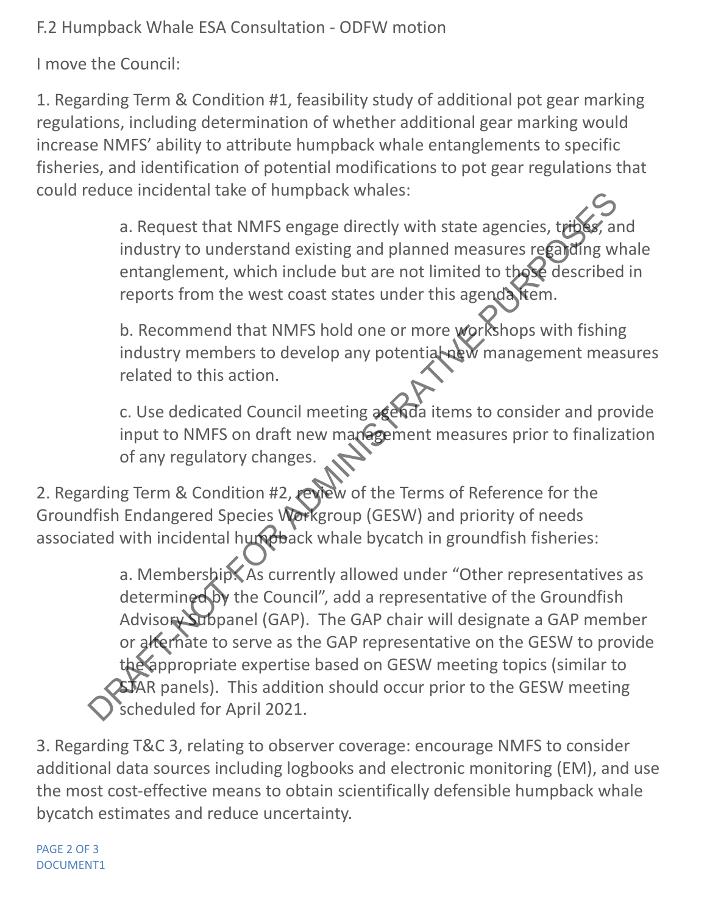F.2 Humpback Whale ESA Consultation - ODFW motion

I move the Council:

1. Regarding Term & Condition #1, feasibility study of additional pot gear marking regulations, including determination of whether additional gear marking would increase NMFS' ability to attribute humpback whale entanglements to specific fisheries, and identification of potential modifications to pot gear regulations that could reduce incidental take of humpback whales:

   a. Request that NMFS engage directly with state agencies, tribes, and industry to understand existing and planned measures regarding whale entanglement, which include but are not limited to those described in reports from the west coast states under this agenda item.

   b. Recommend that NMFS hold one or more workshops with fishing industry members to develop any potential new management measures related to this action.

   c. Use dedicated Council meeting agenda items to consider and provide input to NMFS on draft new management measures prior to finalization of any regulatory changes.

2. Regarding Term & Condition #2, review of the Terms of Reference for the Groundfish Endangered Species Workgroup (GESW) and priority of needs associated with incidental humpback whale bycatch in groundfish fisheries:

   a. Membership: As currently allowed under "Other representatives as determined by the Council", add a representative of the Groundfish Advisory Subpanel (GAP). The GAP chair will designate a GAP member or alternate to serve as the GAP representative on the GESW to provide the appropriate expertise based on GESW meeting topics (similar to STAR panels). This addition should occur prior to the GESW meeting scheduled for April 2021.

3. Regarding T&C 3, relating to observer coverage: encourage NMFS to consider additional data sources including logbooks and electronic monitoring (EM), and use the most cost-effective means to obtain scientifically defensible humpback whale bycatch estimates and reduce uncertainty.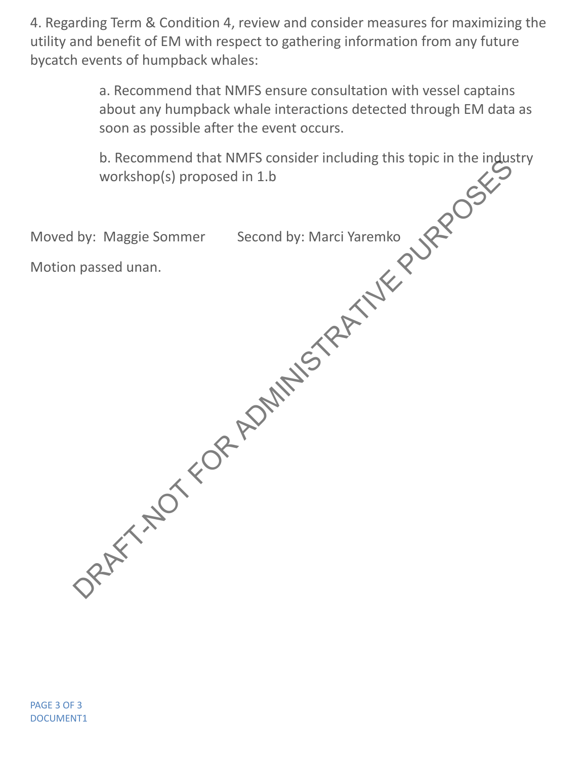4. Regarding Term & Condition 4, review and consider measures for maximizing the utility and benefit of EM with respect to gathering information from any future bycatch events of humpback whales:

    a. Recommend that NMFS ensure consultation with vessel captains about any humpback whale interactions detected through EM data as soon as possible after the event occurs.

    b. Recommend that NMFS consider including this topic in the industry workshop(s) proposed in 1.b

Moved by: Maggie Sommer    Second by: Marci Yaremko

Motion passed unan.

DRAFT-NOT FOR ADMINISTRATIVE PURPOSES

DOCUMENT1